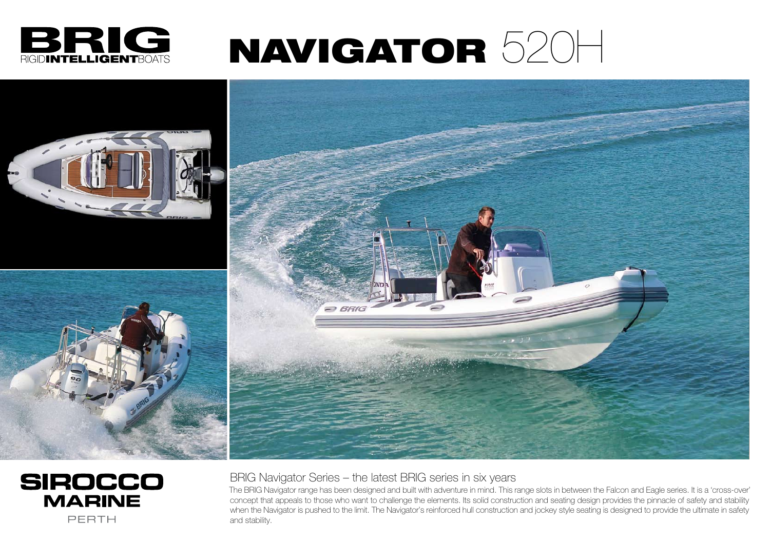**BRIG**
RIGID**INTELLIGENT**BOATS

# NAVIGATOR 520H

**SIROCCO MARINE**
PERTH

## BRIG Navigator Series – the latest BRIG series in six years

The BRIG Navigator range has been designed and built with adventure in mind. This range slots in between the Falcon and Eagle series. It is a 'cross-over' concept that appeals to those who want to challenge the elements. Its solid construction and seating design provides the pinnacle of safety and stability when the Navigator is pushed to the limit. The Navigator's reinforced hull construction and jockey style seating is designed to provide the ultimate in safety and stability.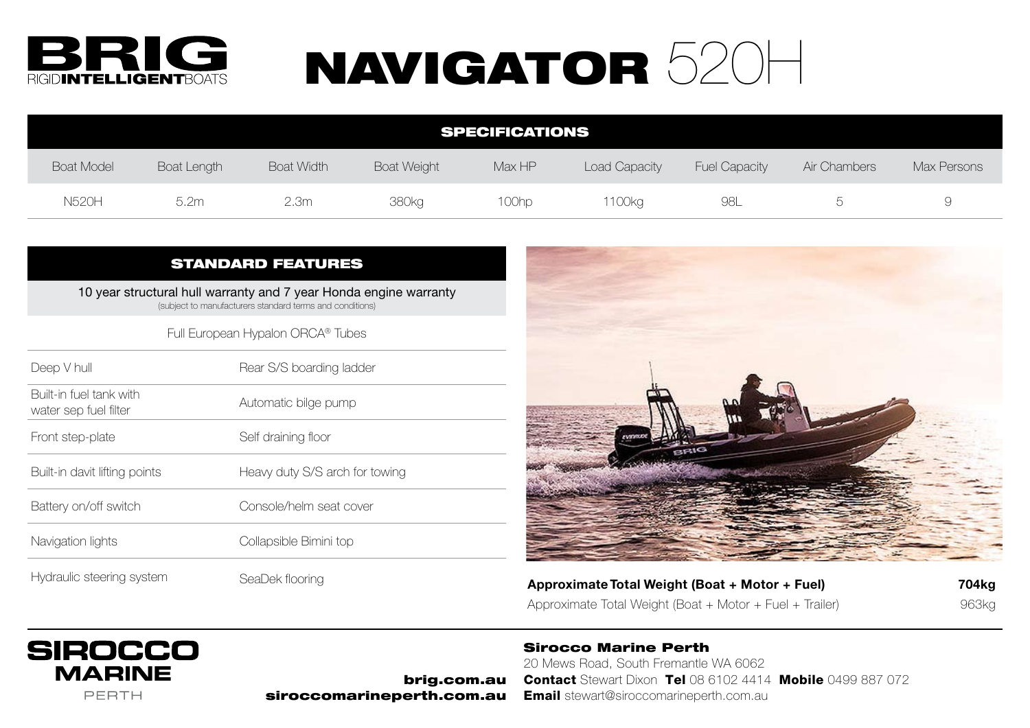# BRIG NAVIGATOR 520H

RIGIDINTELLIGENTBOATS

## SPECIFICATIONS

| Boat Model | Boat Length | Boat Width | Boat Weight | Max HP | Load Capacity | Fuel Capacity | Air Chambers | Max Persons |
|---|---|---|---|---|---|---|---|---|
| N520H | 5.2m | 2.3m | 380kg | 100hp | 1100kg | 98L | 5 | 9 |

## STANDARD FEATURES

10 year structural hull warranty and 7 year Honda engine warranty
(subject to manufacturers standard terms and conditions)

Full European Hypalon ORCA® Tubes

| | |
|---|---|
| Deep V hull | Rear S/S boarding ladder |
| Built-in fuel tank with water sep fuel filter | Automatic bilge pump |
| Front step-plate | Self draining floor |
| Built-in davit lifting points | Heavy duty S/S arch for towing |
| Battery on/off switch | Console/helm seat cover |
| Navigation lights | Collapsible Bimini top |
| Hydraulic steering system | SeaDek flooring |

| | |
|---|---|
| **Approximate Total Weight (Boat + Motor + Fuel)** | **704kg** |
| Approximate Total Weight (Boat + Motor + Fuel + Trailer) | 963kg |

SIROCCO MARINE PERTH

**brig.com.au**
**siroccomarineperth.com.au**

**Sirocco Marine Perth**
20 Mews Road, South Fremantle WA 6062
**Contact** Stewart Dixon **Tel** 08 6102 4414 **Mobile** 0499 887 072
**Email** stewart@siroccomarineperth.com.au